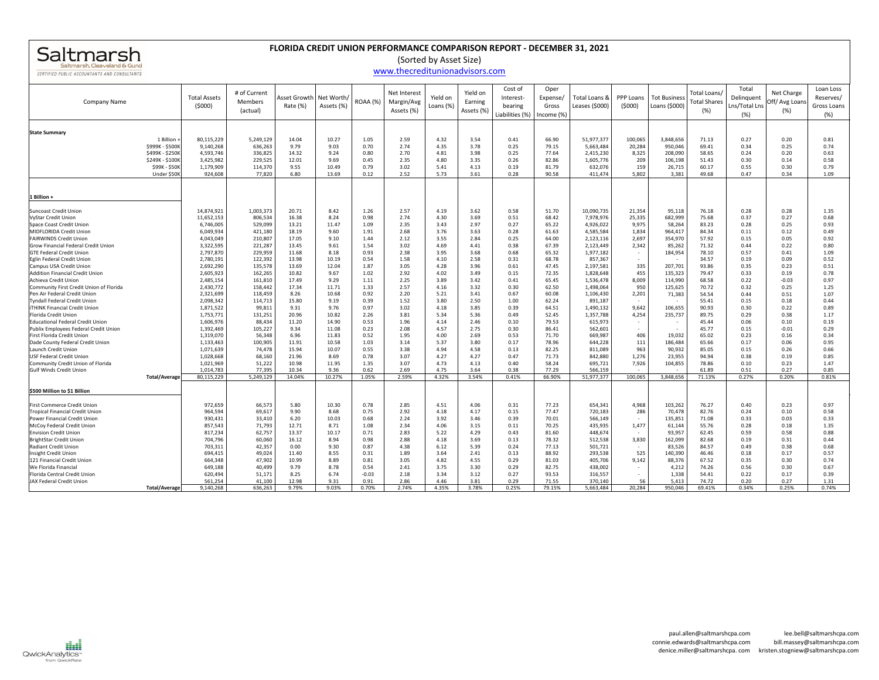Saltmarsh
Saltmarsh, Cleaveland & Gund
CERTIFIED PUBLIC ACCOUNTANTS AND CONSULTANTS

# FLORIDA CREDIT UNION PERFORMANCE COMPARISON REPORT - DECEMBER 31, 2021

(Sorted by Asset Size)

www.thecreditunionadvisors.com

| Company Name | Total Assets ($000) | # of Current Members (actual) | Asset Growth Rate (%) | Net Worth/ Assets (%) | ROAA (%) | Net Interest Margin/Avg Assets (%) | Yield on Loans (%) | Yield on Earning Assets (%) | Cost of Interest-bearing Liabilities (%) | Oper Expense/ Gross Income (%) | Total Loans & Leases ($000) | PPP Loans ($000) | Tot Business Loans ($000) | Total Loans/ Total Shares (%) | Total Delinquent Lns/Total Lns (%) | Net Charge Off/ Avg Loans (%) | Loan Loss Reserves/ Gross Loans (%) |
|---|---|---|---|---|---|---|---|---|---|---|---|---|---|---|---|---|---|
| **State Summary** | | | | | | | | | | | | | | | | | |
| 1 Billion + | 80,115,229 | 5,249,129 | 14.04 | 10.27 | 1.05 | 2.59 | 4.32 | 3.54 | 0.41 | 66.90 | 51,977,377 | 100,065 | 3,848,656 | 71.13 | 0.27 | 0.20 | 0.81 |
| $999K - $500K | 9,140,268 | 636,263 | 9.79 | 9.03 | 0.70 | 2.74 | 4.35 | 3.78 | 0.25 | 79.15 | 5,663,484 | 20,284 | 950,046 | 69.41 | 0.34 | 0.25 | 0.74 |
| $499K - $250K | 4,593,746 | 336,825 | 14.32 | 9.24 | 0.80 | 2.70 | 4.81 | 3.98 | 0.25 | 77.64 | 2,415,230 | 8,325 | 208,090 | 58.65 | 0.24 | 0.20 | 0.63 |
| $249K - $100K | 3,425,982 | 229,525 | 12.01 | 9.69 | 0.45 | 2.35 | 4.80 | 3.35 | 0.26 | 82.86 | 1,605,776 | 209 | 106,198 | 51.43 | 0.30 | 0.14 | 0.58 |
| $99K - $50K | 1,179,909 | 114,370 | 9.55 | 10.49 | 0.79 | 3.02 | 5.41 | 4.13 | 0.19 | 81.79 | 632,076 | 159 | 26,715 | 60.17 | 0.55 | 0.30 | 0.79 |
| Under $50K | 924,608 | 77,820 | 6.80 | 13.69 | 0.12 | 2.52 | 5.73 | 3.61 | 0.28 | 90.58 | 411,474 | 5,802 | 3,381 | 49.68 | 0.47 | 0.34 | 1.09 |
| **1 Billion +** | | | | | | | | | | | | | | | | | |
| Suncoast Credit Union | 14,874,921 | 1,003,373 | 20.71 | 8.42 | 1.26 | 2.57 | 4.19 | 3.62 | 0.58 | 51.70 | 10,090,735 | 21,354 | 95,118 | 76.18 | 0.28 | 0.28 | 1.35 |
| VyStar Credit Union | 11,652,153 | 806,534 | 16.38 | 8.24 | 0.98 | 2.74 | 4.30 | 3.69 | 0.51 | 68.42 | 7,978,976 | 25,335 | 682,999 | 75.68 | 0.37 | 0.27 | 0.68 |
| Space Coast Credit Union | 6,746,005 | 529,099 | 13.21 | 11.47 | 1.09 | 2.35 | 3.43 | 2.97 | 0.27 | 65.22 | 4,926,022 | 9,975 | 58,264 | 83.23 | 0.28 | 0.25 | 0.93 |
| MIDFLORIDA Credit Union | 6,049,934 | 421,180 | 18.19 | 9.60 | 1.91 | 2.68 | 3.76 | 3.63 | 0.28 | 61.63 | 4,585,584 | 1,834 | 964,417 | 84.34 | 0.11 | 0.12 | 0.49 |
| FAIRWINDS Credit Union | 4,043,049 | 210,807 | 17.05 | 9.10 | 1.44 | 2.12 | 3.55 | 2.84 | 0.25 | 64.00 | 2,123,116 | 2,697 | 354,970 | 57.92 | 0.15 | 0.05 | 0.92 |
| Grow Financial Federal Credit Union | 3,322,595 | 221,287 | 13.45 | 9.61 | 1.54 | 3.02 | 4.69 | 4.41 | 0.38 | 67.39 | 2,123,449 | 2,342 | 85,262 | 71.32 | 0.44 | 0.22 | 0.80 |
| GTE Federal Credit Union | 2,797,870 | 229,959 | 11.68 | 8.18 | 0.93 | 2.38 | 3.95 | 3.68 | 0.68 | 65.32 | 1,977,182 | - | 184,954 | 78.10 | 0.57 | 0.41 | 1.09 |
| Eglin Federal Credit Union | 2,780,191 | 122,392 | 13.98 | 10.19 | 0.54 | 1.58 | 4.10 | 2.58 | 0.31 | 68.78 | 857,367 | - | - | 34.57 | 0.19 | 0.09 | 0.52 |
| Campus USA Credit Union | 2,692,290 | 135,578 | 13.69 | 12.04 | 1.87 | 3.05 | 4.28 | 3.96 | 0.61 | 47.45 | 2,197,581 | 335 | 207,701 | 93.86 | 0.35 | 0.23 | 0.51 |
| Addition Financial Credit Union | 2,605,923 | 162,265 | 10.82 | 9.67 | 1.02 | 2.92 | 4.02 | 3.49 | 0.15 | 72.35 | 1,828,648 | 455 | 135,323 | 79.47 | 0.33 | 0.19 | 0.78 |
| Achieva Credit Union | 2,485,154 | 161,810 | 17.49 | 9.29 | 1.11 | 2.25 | 3.89 | 3.42 | 0.41 | 65.45 | 1,536,478 | 8,009 | 114,990 | 68.58 | 0.22 | -0.03 | 0.97 |
| Community First Credit Union of Florida | 2,430,772 | 158,442 | 17.34 | 11.71 | 1.33 | 2.57 | 4.16 | 3.32 | 0.30 | 62.50 | 1,498,064 | 950 | 125,625 | 70.72 | 0.32 | 0.25 | 1.25 |
| Pen Air Federal Credit Union | 2,321,699 | 118,459 | 8.26 | 10.68 | 0.92 | 2.20 | 5.21 | 3.41 | 0.67 | 60.08 | 1,106,430 | 2,201 | 71,383 | 54.54 | 0.44 | 0.51 | 1.07 |
| Tyndall Federal Credit Union | 2,098,342 | 114,713 | 15.80 | 9.19 | 0.39 | 1.52 | 3.80 | 2.50 | 1.00 | 62.24 | 891,187 | - | - | 55.41 | 0.15 | 0.18 | 0.44 |
| iTHINK Financial Credit Union | 1,871,522 | 99,811 | 9.31 | 9.76 | 0.97 | 3.02 | 4.18 | 3.85 | 0.39 | 64.51 | 1,490,132 | 9,642 | 106,655 | 90.93 | 0.30 | 0.22 | 0.89 |
| Florida Credit Union | 1,753,771 | 131,251 | 20.96 | 10.82 | 2.26 | 3.81 | 5.34 | 5.36 | 0.49 | 52.45 | 1,357,788 | 4,254 | 235,737 | 89.75 | 0.29 | 0.38 | 1.17 |
| Educational Federal Credit Union | 1,606,976 | 88,434 | 11.20 | 14.90 | 0.53 | 1.96 | 4.14 | 2.46 | 0.10 | 79.53 | 615,973 | - | - | 45.44 | 0.06 | 0.10 | 0.19 |
| Publix Employees Federal Credit Union | 1,392,469 | 105,227 | 9.34 | 11.08 | 0.23 | 2.08 | 4.57 | 2.75 | 0.30 | 86.41 | 562,601 | - | - | 45.77 | 0.15 | -0.01 | 0.29 |
| First Florida Credit Union | 1,319,070 | 56,348 | 6.96 | 11.83 | 0.52 | 1.95 | 4.00 | 2.69 | 0.53 | 71.70 | 669,987 | 406 | 19,032 | 65.02 | 0.23 | 0.16 | 0.34 |
| Dade County Federal Credit Union | 1,133,463 | 100,905 | 11.91 | 10.58 | 1.03 | 3.14 | 5.37 | 3.80 | 0.17 | 78.96 | 644,228 | 111 | 186,484 | 65.66 | 0.17 | 0.06 | 0.95 |
| Launch Credit Union | 1,071,639 | 74,478 | 15.94 | 10.07 | 0.55 | 3.38 | 4.94 | 4.58 | 0.13 | 82.25 | 811,089 | 963 | 90,932 | 85.05 | 0.15 | 0.26 | 0.66 |
| USF Federal Credit Union | 1,028,668 | 68,160 | 21.96 | 8.69 | 0.78 | 3.07 | 4.27 | 4.27 | 0.47 | 71.73 | 842,880 | 1,276 | 23,955 | 94.94 | 0.38 | 0.19 | 0.85 |
| Community Credit Union of Florida | 1,021,969 | 51,222 | 10.98 | 11.95 | 1.35 | 3.07 | 4.73 | 4.13 | 0.40 | 58.24 | 695,721 | 7,926 | 104,855 | 78.86 | 0.10 | 0.23 | 1.47 |
| Gulf Winds Credit Union | 1,014,783 | 77,395 | 10.34 | 9.36 | 0.62 | 2.69 | 4.75 | 3.64 | 0.38 | 77.29 | 566,159 | - | - | 61.89 | 0.51 | 0.27 | 0.85 |
| **Total/Average** | 80,115,229 | 5,249,129 | 14.04% | 10.27% | 1.05% | 2.59% | 4.32% | 3.54% | 0.41% | 66.90% | 51,977,377 | 100,065 | 3,848,656 | 71.13% | 0.27% | 0.20% | 0.81% |
| **$500 Million to $1 Billion** | | | | | | | | | | | | | | | | | |
| First Commerce Credit Union | 972,659 | 66,573 | 5.80 | 10.30 | 0.78 | 2.85 | 4.51 | 4.06 | 0.31 | 77.23 | 654,341 | 4,968 | 103,262 | 76.27 | 0.40 | 0.23 | 0.97 |
| Tropical Financial Credit Union | 964,594 | 69,617 | 9.90 | 8.68 | 0.75 | 2.92 | 4.18 | 4.17 | 0.15 | 77.47 | 720,183 | 286 | 70,478 | 82.76 | 0.24 | 0.10 | 0.58 |
| Power Financial Credit Union | 930,431 | 33,410 | 6.20 | 10.03 | 0.68 | 2.24 | 3.92 | 3.46 | 0.39 | 70.01 | 566,149 | - | 135,851 | 71.08 | 0.33 | 0.03 | 0.33 |
| McCoy Federal Credit Union | 857,543 | 71,793 | 12.71 | 8.71 | 1.08 | 2.34 | 4.06 | 3.15 | 0.11 | 70.25 | 435,935 | 1,477 | 61,144 | 55.76 | 0.28 | 0.18 | 1.35 |
| Envision Credit Union | 817,234 | 62,757 | 13.37 | 10.17 | 0.71 | 2.83 | 5.22 | 4.29 | 0.43 | 81.60 | 448,674 | - | 93,957 | 62.45 | 0.59 | 0.58 | 0.88 |
| BrightStar Credit Union | 704,796 | 60,060 | 16.12 | 8.94 | 0.98 | 2.88 | 4.18 | 3.69 | 0.13 | 78.32 | 512,538 | 3,830 | 162,099 | 82.68 | 0.19 | 0.31 | 0.44 |
| Radiant Credit Union | 703,311 | 42,357 | 0.00 | 9.30 | 0.87 | 4.38 | 6.12 | 5.39 | 0.24 | 77.13 | 501,721 | - | 83,526 | 84.57 | 0.49 | 0.38 | 0.68 |
| Insight Credit Union | 694,415 | 49,024 | 11.40 | 8.55 | 0.31 | 1.89 | 3.64 | 2.41 | 0.13 | 88.92 | 293,538 | 525 | 140,390 | 46.46 | 0.18 | 0.17 | 0.57 |
| 121 Financial Credit Union | 664,348 | 47,902 | 10.99 | 8.89 | 0.81 | 3.05 | 4.82 | 4.55 | 0.29 | 81.03 | 405,706 | 9,142 | 88,376 | 67.52 | 0.35 | 0.30 | 0.74 |
| We Florida Financial | 649,188 | 40,499 | 9.79 | 8.78 | 0.54 | 2.41 | 3.75 | 3.30 | 0.29 | 82.75 | 438,002 | - | 4,212 | 74.26 | 0.56 | 0.30 | 0.67 |
| Florida Central Credit Union | 620,494 | 51,171 | 8.25 | 6.74 | -0.03 | 2.18 | 3.34 | 3.12 | 0.27 | 93.53 | 316,557 | - | 1,338 | 54.41 | 0.22 | 0.17 | 0.39 |
| JAX Federal Credit Union | 561,254 | 41,100 | 12.98 | 9.31 | 0.91 | 2.86 | 4.46 | 3.81 | 0.29 | 71.55 | 370,140 | 56 | 5,413 | 74.72 | 0.20 | 0.27 | 1.31 |
| **Total/Average** | 9,140,268 | 636,263 | 9.79% | 9.03% | 0.70% | 2.74% | 4.35% | 3.78% | 0.25% | 79.15% | 5,663,484 | 20,284 | 950,046 | 69.41% | 0.34% | 0.25% | 0.74% |

QwickAnalytics from QwickRate

paul.allen@saltmarshcpa.com
connie.edwards@saltmarshcpa.com
denice.miller@saltmarshcpa.com
lee.bell@saltmarshcpa.com
bill.massey@saltmarshcpa.com
kristen.stogniew@saltmarshcpa.com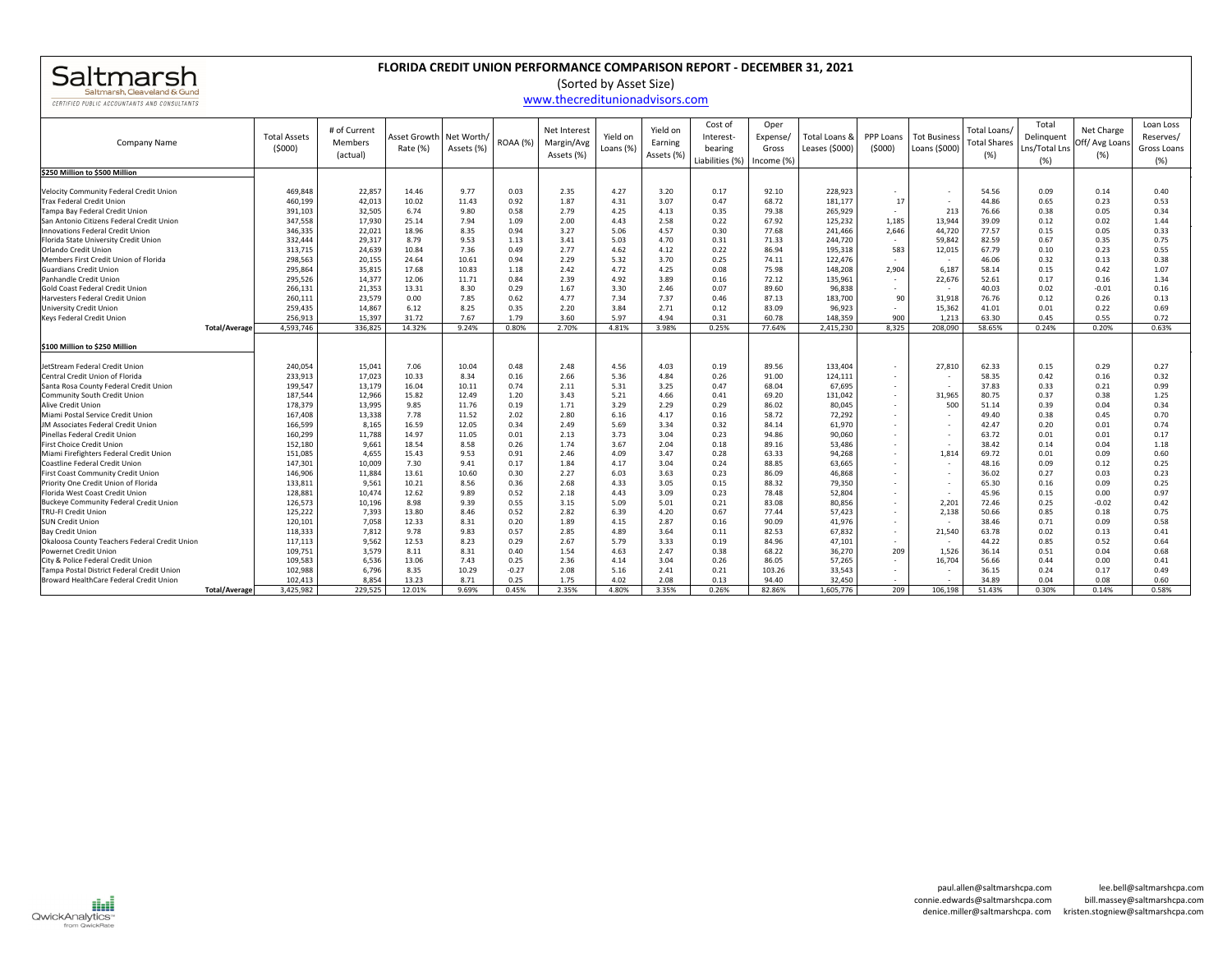# FLORIDA CREDIT UNION PERFORMANCE COMPARISON REPORT - DECEMBER 31, 2021

(Sorted by Asset Size)

www.thecreditunionadvisors.com

| Company Name | Total Assets ($000) | # of Current Members (actual) | Asset Growth Rate (%) | Net Worth/ Assets (%) | ROAA (%) | Net Interest Margin/Avg Assets (%) | Yield on Loans (%) | Yield on Earning Assets (%) | Cost of Interest-bearing Liabilities (%) | Oper Expense/ Gross Income (%) | Total Loans & Leases ($000) | PPP Loans ($000) | Tot Business Loans ($000) | Total Loans/ Total Shares (%) | Total Delinquent Lns/Total Lns (%) | Net Charge Off/ Avg Loans (%) | Loan Loss Reserves/ Gross Loans (%) |
|---|---|---|---|---|---|---|---|---|---|---|---|---|---|---|---|---|---|
| **$250 Million to $500 Million** | | | | | | | | | | | | | | | | | |
| Velocity Community Federal Credit Union | 469,848 | 22,857 | 14.46 | 9.77 | 0.03 | 2.35 | 4.27 | 3.20 | 0.17 | 92.10 | 228,923 | - | - | 54.56 | 0.09 | 0.14 | 0.40 |
| Trax Federal Credit Union | 460,199 | 42,013 | 10.02 | 11.43 | 0.92 | 1.87 | 4.31 | 3.07 | 0.47 | 68.72 | 181,177 | 17 | - | 44.86 | 0.65 | 0.23 | 0.53 |
| Tampa Bay Federal Credit Union | 391,103 | 32,505 | 6.74 | 9.80 | 0.58 | 2.79 | 4.25 | 4.13 | 0.35 | 79.38 | 265,929 | - | 213 | 76.66 | 0.38 | 0.05 | 0.34 |
| San Antonio Citizens Federal Credit Union | 347,558 | 17,930 | 25.14 | 7.94 | 1.09 | 2.00 | 4.43 | 2.58 | 0.22 | 67.92 | 125,232 | 1,185 | 13,944 | 39.09 | 0.12 | 0.02 | 1.44 |
| Innovations Federal Credit Union | 346,335 | 22,021 | 18.96 | 8.35 | 0.94 | 3.27 | 5.06 | 4.57 | 0.30 | 77.68 | 241,466 | 2,646 | 44,720 | 77.57 | 0.15 | 0.05 | 0.33 |
| Florida State University Credit Union | 332,444 | 29,317 | 8.79 | 9.53 | 1.13 | 3.41 | 5.03 | 4.70 | 0.31 | 71.33 | 244,720 | - | 59,842 | 82.59 | 0.67 | 0.35 | 0.75 |
| Orlando Credit Union | 313,715 | 24,639 | 10.84 | 7.36 | 0.49 | 2.77 | 4.62 | 4.12 | 0.22 | 86.94 | 195,318 | 583 | 12,015 | 67.79 | 0.10 | 0.23 | 0.55 |
| Members First Credit Union of Florida | 298,563 | 20,155 | 24.64 | 10.61 | 0.94 | 2.29 | 5.32 | 3.70 | 0.25 | 74.11 | 122,476 | - | - | 46.06 | 0.32 | 0.13 | 0.38 |
| Guardians Credit Union | 295,864 | 35,815 | 17.68 | 10.83 | 1.18 | 2.42 | 4.72 | 4.25 | 0.08 | 75.98 | 148,208 | 2,904 | 6,187 | 58.14 | 0.15 | 0.42 | 1.07 |
| Panhandle Credit Union | 295,526 | 14,377 | 12.06 | 11.71 | 0.84 | 2.39 | 4.92 | 3.89 | 0.16 | 72.12 | 135,961 | - | 22,676 | 52.61 | 0.17 | 0.16 | 1.34 |
| Gold Coast Federal Credit Union | 266,131 | 21,353 | 13.31 | 8.30 | 0.29 | 1.67 | 3.30 | 2.46 | 0.07 | 89.60 | 96,838 | - | - | 40.03 | 0.02 | -0.01 | 0.16 |
| Harvesters Federal Credit Union | 260,111 | 23,579 | 0.00 | 7.85 | 0.62 | 4.77 | 7.34 | 7.37 | 0.46 | 87.13 | 183,700 | 90 | 31,918 | 76.76 | 0.12 | 0.26 | 0.13 |
| University Credit Union | 259,435 | 14,867 | 6.12 | 8.25 | 0.35 | 2.20 | 3.84 | 2.71 | 0.12 | 83.09 | 96,923 | - | 15,362 | 41.01 | 0.01 | 0.22 | 0.69 |
| Keys Federal Credit Union | 256,913 | 15,397 | 31.72 | 7.67 | 1.79 | 3.60 | 5.97 | 4.94 | 0.31 | 60.78 | 148,359 | 900 | 1,213 | 63.30 | 0.45 | 0.55 | 0.72 |
| **Total/Average** | 4,593,746 | 336,825 | 14.32% | 9.24% | 0.80% | 2.70% | 4.81% | 3.98% | 0.25% | 77.64% | 2,415,230 | 8,325 | 208,090 | 58.65% | 0.24% | 0.20% | 0.63% |
| **$100 Million to $250 Million** | | | | | | | | | | | | | | | | | |
| JetStream Federal Credit Union | 240,054 | 15,041 | 7.06 | 10.04 | 0.48 | 2.48 | 4.56 | 4.03 | 0.19 | 89.56 | 133,404 | - | 27,810 | 62.33 | 0.15 | 0.29 | 0.27 |
| Central Credit Union of Florida | 233,913 | 17,023 | 10.33 | 8.34 | 0.16 | 2.66 | 5.36 | 4.84 | 0.26 | 91.00 | 124,111 | - | - | 58.35 | 0.42 | 0.16 | 0.32 |
| Santa Rosa County Federal Credit Union | 199,547 | 13,179 | 16.04 | 10.11 | 0.74 | 2.11 | 5.31 | 3.25 | 0.47 | 68.04 | 67,695 | - | - | 37.83 | 0.33 | 0.21 | 0.99 |
| Community South Credit Union | 187,544 | 12,966 | 15.82 | 12.49 | 1.20 | 3.43 | 5.21 | 4.66 | 0.41 | 69.20 | 131,042 | - | 31,965 | 80.75 | 0.37 | 0.38 | 1.25 |
| Alive Credit Union | 178,379 | 13,995 | 9.85 | 11.76 | 0.19 | 1.71 | 3.29 | 2.29 | 0.29 | 86.02 | 80,045 | - | 500 | 51.14 | 0.39 | 0.04 | 0.34 |
| Miami Postal Service Credit Union | 167,408 | 13,338 | 7.78 | 11.52 | 2.02 | 2.80 | 6.16 | 4.17 | 0.16 | 58.72 | 72,292 | - | - | 49.40 | 0.38 | 0.45 | 0.70 |
| JM Associates Federal Credit Union | 166,599 | 8,165 | 16.59 | 12.05 | 0.34 | 2.49 | 5.69 | 3.34 | 0.32 | 84.14 | 61,970 | - | - | 42.47 | 0.20 | 0.01 | 0.74 |
| Pinellas Federal Credit Union | 160,299 | 11,788 | 14.97 | 11.05 | 0.01 | 2.13 | 3.73 | 3.04 | 0.23 | 94.86 | 90,060 | - | - | 63.72 | 0.01 | 0.01 | 0.17 |
| First Choice Credit Union | 152,180 | 9,661 | 18.54 | 8.58 | 0.26 | 1.74 | 3.67 | 2.04 | 0.18 | 89.16 | 53,486 | - | - | 38.42 | 0.14 | 0.04 | 1.18 |
| Miami Firefighters Federal Credit Union | 151,085 | 4,655 | 15.43 | 9.53 | 0.91 | 2.46 | 4.09 | 3.47 | 0.28 | 63.33 | 94,268 | - | 1,814 | 69.72 | 0.01 | 0.09 | 0.60 |
| Coastline Federal Credit Union | 147,301 | 10,009 | 7.30 | 9.41 | 0.17 | 1.84 | 4.17 | 3.04 | 0.24 | 88.85 | 63,665 | - | - | 48.16 | 0.09 | 0.12 | 0.25 |
| First Coast Community Credit Union | 146,906 | 11,884 | 13.61 | 10.60 | 0.30 | 2.27 | 6.03 | 3.63 | 0.23 | 86.09 | 46,868 | - | - | 36.02 | 0.27 | 0.03 | 0.23 |
| Priority One Credit Union of Florida | 133,811 | 9,561 | 10.21 | 8.56 | 0.36 | 2.68 | 4.33 | 3.05 | 0.15 | 88.32 | 79,350 | - | - | 65.30 | 0.16 | 0.09 | 0.25 |
| Florida West Coast Credit Union | 128,881 | 10,474 | 12.62 | 9.89 | 0.52 | 2.18 | 4.43 | 3.09 | 0.23 | 78.48 | 52,804 | - | - | 45.96 | 0.15 | 0.00 | 0.97 |
| Buckeye Community Federal Credit Union | 126,573 | 10,196 | 8.98 | 9.39 | 0.55 | 3.15 | 5.09 | 5.01 | 0.21 | 83.08 | 80,856 | - | 2,201 | 72.46 | 0.25 | -0.02 | 0.42 |
| TRU-FI Credit Union | 125,222 | 7,393 | 13.80 | 8.46 | 0.52 | 2.82 | 6.39 | 4.20 | 0.67 | 77.44 | 57,423 | - | 2,138 | 50.66 | 0.85 | 0.18 | 0.75 |
| SUN Credit Union | 120,101 | 7,058 | 12.33 | 8.31 | 0.20 | 1.89 | 4.15 | 2.87 | 0.16 | 90.09 | 41,976 | - | - | 38.46 | 0.71 | 0.09 | 0.58 |
| Bay Credit Union | 118,333 | 7,812 | 9.78 | 9.83 | 0.57 | 2.85 | 4.89 | 3.64 | 0.11 | 82.53 | 67,832 | - | 21,540 | 63.78 | 0.02 | 0.13 | 0.41 |
| Okaloosa County Teachers Federal Credit Union | 117,113 | 9,562 | 12.53 | 8.23 | 0.29 | 2.67 | 5.79 | 3.33 | 0.19 | 84.96 | 47,101 | - | - | 44.22 | 0.85 | 0.52 | 0.64 |
| Powernet Credit Union | 109,751 | 3,579 | 8.11 | 8.31 | 0.40 | 1.54 | 4.63 | 2.47 | 0.38 | 68.22 | 36,270 | 209 | 1,526 | 36.14 | 0.51 | 0.04 | 0.68 |
| City & Police Federal Credit Union | 109,583 | 6,536 | 13.06 | 7.43 | 0.25 | 2.36 | 4.14 | 3.04 | 0.26 | 86.05 | 57,265 | - | 16,704 | 56.66 | 0.44 | 0.00 | 0.41 |
| Tampa Postal District Federal Credit Union | 102,988 | 6,796 | 8.35 | 10.29 | -0.27 | 2.08 | 5.16 | 2.41 | 0.21 | 103.26 | 33,543 | - | - | 36.15 | 0.24 | 0.17 | 0.49 |
| Broward HealthCare Federal Credit Union | 102,413 | 8,854 | 13.23 | 8.71 | 0.25 | 1.75 | 4.02 | 2.08 | 0.13 | 94.40 | 32,450 | - | - | 34.89 | 0.04 | 0.08 | 0.60 |
| **Total/Average** | 3,425,982 | 229,525 | 12.01% | 9.69% | 0.45% | 2.35% | 4.80% | 3.35% | 0.26% | 82.86% | 1,605,776 | 209 | 106,198 | 51.43% | 0.30% | 0.14% | 0.58% |

paul.allen@saltmarshcpa.com
connie.edwards@saltmarshcpa.com
denice.miller@saltmarshcpa.com

lee.bell@saltmarshcpa.com
bill.massey@saltmarshcpa.com
kristen.stogniew@saltmarshcpa.com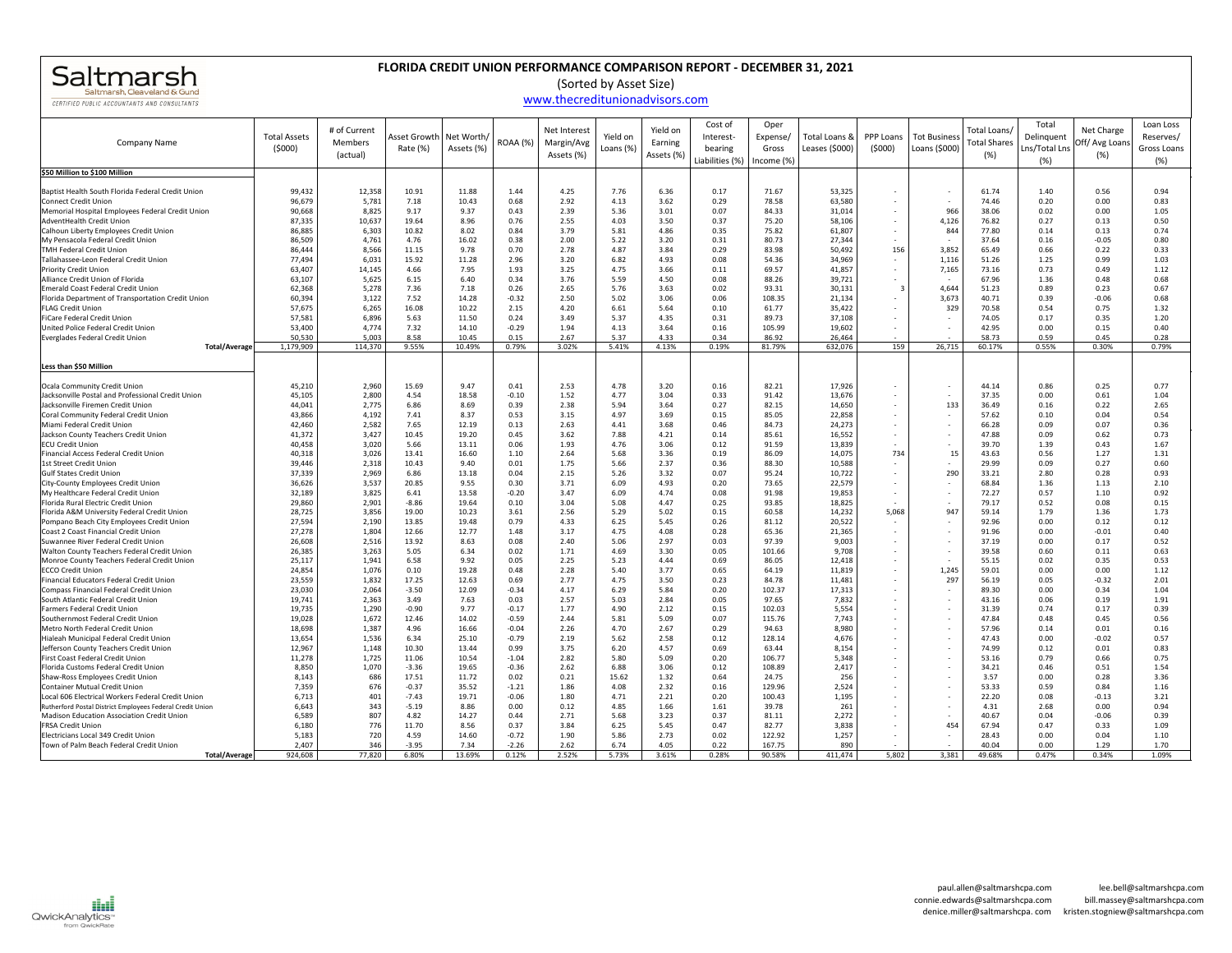# Saltmarsh

Saltmarsh, Cleaveland & Gund

CERTIFIED PUBLIC ACCOUNTANTS AND CONSULTANTS

## FLORIDA CREDIT UNION PERFORMANCE COMPARISON REPORT - DECEMBER 31, 2021

(Sorted by Asset Size)

www.thecreditunionadvisors.com

| Company Name | Total Assets ($000) | # of Current Members (actual) | Asset Growth Rate (%) | Net Worth/ Assets (%) | ROAA (%) | Net Interest Margin/Avg Assets (%) | Yield on Loans (%) | Yield on Earning Assets (%) | Cost of Interest-bearing Liabilities (%) | Oper Expense/ Gross Income (%) | Total Loans & Leases ($000) | PPP Loans ($000) | Tot Business Loans ($000) | Total Loans/ Total Shares (%) | Total Delinquent Lns/Total Lns (%) | Net Charge Off/ Avg Loans (%) | Loan Loss Reserves/ Gross Loans (%) |
|---|---|---|---|---|---|---|---|---|---|---|---|---|---|---|---|---|---|
| **$50 Million to $100 Million** | | | | | | | | | | | | | | | | | |
| Baptist Health South Florida Federal Credit Union | 99,432 | 12,358 | 10.91 | 11.88 | 1.44 | 4.25 | 7.76 | 6.36 | 0.17 | 71.67 | 53,325 | - | - | 61.74 | 1.40 | 0.56 | 0.94 |
| Connect Credit Union | 96,679 | 5,781 | 7.18 | 10.43 | 0.68 | 2.92 | 4.13 | 3.62 | 0.29 | 78.58 | 63,580 | - | - | 74.46 | 0.20 | 0.00 | 0.83 |
| Memorial Hospital Employees Federal Credit Union | 90,668 | 8,825 | 9.17 | 9.37 | 0.43 | 2.39 | 5.36 | 3.01 | 0.07 | 84.33 | 31,014 | - | 966 | 38.06 | 0.02 | 0.00 | 1.05 |
| AdventHealth Credit Union | 87,335 | 10,637 | 19.64 | 8.96 | 0.76 | 2.55 | 4.03 | 3.50 | 0.37 | 75.20 | 58,106 | - | 4,126 | 76.82 | 0.27 | 0.13 | 0.50 |
| Calhoun Liberty Employees Credit Union | 86,885 | 6,303 | 10.82 | 8.02 | 0.84 | 3.79 | 5.81 | 4.86 | 0.35 | 75.82 | 61,807 | - | 844 | 77.80 | 0.14 | 0.13 | 0.74 |
| My Pensacola Federal Credit Union | 86,509 | 4,761 | 4.76 | 16.02 | 0.38 | 2.00 | 5.22 | 3.20 | 0.31 | 80.73 | 27,344 | - | - | 37.64 | 0.16 | -0.05 | 0.80 |
| TMH Federal Credit Union | 86,444 | 8,566 | 11.15 | 9.78 | 0.70 | 2.78 | 4.87 | 3.84 | 0.29 | 83.98 | 50,492 | 156 | 3,852 | 65.49 | 0.66 | 0.22 | 0.33 |
| Tallahassee-Leon Federal Credit Union | 77,494 | 6,031 | 15.92 | 11.28 | 2.96 | 3.20 | 6.82 | 4.93 | 0.08 | 54.36 | 34,969 | - | 1,116 | 51.26 | 1.25 | 0.99 | 1.03 |
| Priority Credit Union | 63,407 | 14,145 | 4.66 | 7.95 | 1.93 | 3.25 | 4.75 | 3.66 | 0.11 | 69.57 | 41,857 | - | 7,165 | 73.16 | 0.73 | 0.49 | 1.12 |
| Alliance Credit Union of Florida | 63,107 | 5,625 | 6.15 | 6.40 | 0.34 | 3.76 | 5.59 | 4.50 | 0.08 | 88.26 | 39,721 | - | - | 67.96 | 1.36 | 0.48 | 0.68 |
| Emerald Coast Federal Credit Union | 62,368 | 5,278 | 7.36 | 7.18 | 0.26 | 2.65 | 5.76 | 3.63 | 0.02 | 93.31 | 30,131 | 3 | 4,644 | 51.23 | 0.89 | 0.23 | 0.67 |
| Florida Department of Transportation Credit Union | 60,394 | 3,122 | 7.52 | 14.28 | -0.32 | 2.50 | 5.02 | 3.06 | 0.06 | 108.35 | 21,134 | - | 3,673 | 40.71 | 0.39 | -0.06 | 0.68 |
| FLAG Credit Union | 57,675 | 6,265 | 16.08 | 10.22 | 2.15 | 4.20 | 6.61 | 5.64 | 0.10 | 61.77 | 35,422 | - | 329 | 70.58 | 0.54 | 0.75 | 1.32 |
| FiCare Federal Credit Union | 57,581 | 6,896 | 5.63 | 11.50 | 0.24 | 3.49 | 5.37 | 4.35 | 0.31 | 89.73 | 37,108 | - | - | 74.05 | 0.17 | 0.35 | 1.20 |
| United Police Federal Credit Union | 53,400 | 4,774 | 7.32 | 14.10 | -0.29 | 1.94 | 4.13 | 3.64 | 0.16 | 105.99 | 19,602 | - | - | 42.95 | 0.00 | 0.15 | 0.40 |
| Everglades Federal Credit Union | 50,530 | 5,003 | 8.58 | 10.45 | 0.15 | 2.67 | 5.37 | 4.33 | 0.34 | 86.92 | 26,464 | - | - | 58.73 | 0.59 | 0.45 | 0.28 |
| **Total/Average** | 1,179,909 | 114,370 | 9.55% | 10.49% | 0.79% | 3.02% | 5.41% | 4.13% | 0.19% | 81.79% | 632,076 | 159 | 26,715 | 60.17% | 0.55% | 0.30% | 0.79% |
| **Less than $50 Million** | | | | | | | | | | | | | | | | | |
| Ocala Community Credit Union | 45,210 | 2,960 | 15.69 | 9.47 | 0.41 | 2.53 | 4.78 | 3.20 | 0.16 | 82.21 | 17,926 | - | - | 44.14 | 0.86 | 0.25 | 0.77 |
| Jacksonville Postal and Professional Credit Union | 45,105 | 2,800 | 4.54 | 18.58 | -0.10 | 1.52 | 4.77 | 3.04 | 0.33 | 91.42 | 13,676 | - | - | 37.35 | 0.00 | 0.61 | 1.04 |
| Jacksonville Firemen Credit Union | 44,041 | 2,775 | 6.86 | 8.69 | 0.39 | 2.38 | 5.94 | 3.64 | 0.27 | 82.15 | 14,650 | - | 133 | 36.49 | 0.16 | 0.22 | 2.65 |
| Coral Community Federal Credit Union | 43,866 | 4,192 | 7.41 | 8.37 | 0.53 | 3.15 | 4.97 | 3.69 | 0.15 | 85.05 | 22,858 | - | - | 57.62 | 0.10 | 0.04 | 0.54 |
| Miami Federal Credit Union | 42,460 | 2,582 | 7.65 | 12.19 | 0.13 | 2.63 | 4.41 | 3.68 | 0.46 | 84.73 | 24,273 | - | - | 66.28 | 0.09 | 0.07 | 0.36 |
| Jackson County Teachers Credit Union | 41,372 | 3,427 | 10.45 | 19.20 | 0.45 | 3.62 | 7.88 | 4.21 | 0.14 | 85.61 | 16,552 | - | - | 47.88 | 0.09 | 0.62 | 0.73 |
| ECU Credit Union | 40,458 | 3,020 | 5.66 | 13.11 | 0.06 | 1.93 | 4.76 | 3.06 | 0.12 | 91.59 | 13,839 | - | - | 39.70 | 1.39 | 0.43 | 1.67 |
| Financial Access Federal Credit Union | 40,318 | 3,026 | 13.41 | 16.60 | 1.10 | 2.64 | 5.68 | 3.36 | 0.19 | 86.09 | 14,075 | 734 | 15 | 43.63 | 0.56 | 1.27 | 1.31 |
| 1st Street Credit Union | 39,446 | 2,318 | 10.43 | 9.40 | 0.01 | 1.75 | 5.66 | 2.37 | 0.36 | 88.30 | 10,588 | - | - | 29.99 | 0.09 | 0.27 | 0.60 |
| Gulf States Credit Union | 37,339 | 2,969 | 6.86 | 13.18 | 0.04 | 2.15 | 5.26 | 3.32 | 0.07 | 95.24 | 10,722 | - | 290 | 33.21 | 2.80 | 0.28 | 0.93 |
| City-County Employees Credit Union | 36,626 | 3,537 | 20.85 | 9.55 | 0.30 | 3.71 | 6.09 | 4.93 | 0.20 | 73.65 | 22,579 | - | - | 68.84 | 1.36 | 1.13 | 2.10 |
| My Healthcare Federal Credit Union | 32,189 | 3,825 | 6.41 | 13.58 | -0.20 | 3.47 | 6.09 | 4.74 | 0.08 | 91.98 | 19,853 | - | - | 72.27 | 0.57 | 1.10 | 0.92 |
| Florida Rural Electric Credit Union | 29,860 | 2,901 | -8.86 | 19.64 | 0.10 | 3.04 | 5.08 | 4.47 | 0.25 | 93.85 | 18,825 | - | - | 79.17 | 0.52 | 0.08 | 0.15 |
| Florida A&M University Federal Credit Union | 28,725 | 3,856 | 19.00 | 10.23 | 3.61 | 2.56 | 5.29 | 5.02 | 0.15 | 60.58 | 14,232 | 5,068 | 947 | 59.14 | 1.79 | 1.36 | 1.73 |
| Pompano Beach City Employees Credit Union | 27,594 | 2,190 | 13.85 | 19.48 | 0.79 | 4.33 | 6.25 | 5.45 | 0.26 | 81.12 | 20,522 | - | - | 92.96 | 0.00 | 0.12 | 0.12 |
| Coast 2 Coast Financial Credit Union | 27,278 | 1,804 | 12.66 | 12.77 | 1.48 | 3.17 | 4.75 | 4.08 | 0.28 | 65.36 | 21,365 | - | - | 91.96 | 0.00 | -0.01 | 0.40 |
| Suwannee River Federal Credit Union | 26,608 | 2,516 | 13.92 | 8.63 | 0.08 | 2.40 | 5.06 | 2.97 | 0.03 | 97.39 | 9,003 | - | - | 37.19 | 0.00 | 0.17 | 0.52 |
| Walton County Teachers Federal Credit Union | 26,385 | 3,263 | 5.05 | 6.34 | 0.02 | 1.71 | 4.69 | 3.30 | 0.05 | 101.66 | 9,708 | - | - | 39.58 | 0.60 | 0.11 | 0.63 |
| Monroe County Teachers Federal Credit Union | 25,117 | 1,941 | 6.58 | 9.92 | 0.05 | 2.25 | 5.23 | 4.44 | 0.69 | 86.05 | 12,418 | - | - | 55.15 | 0.02 | 0.35 | 0.53 |
| ECCO Credit Union | 24,854 | 1,076 | 0.10 | 19.28 | 0.48 | 2.28 | 5.40 | 3.77 | 0.65 | 64.19 | 11,819 | - | 1,245 | 59.01 | 0.00 | 0.00 | 1.12 |
| Financial Educators Federal Credit Union | 23,559 | 1,832 | 17.25 | 12.63 | 0.69 | 2.77 | 4.75 | 3.50 | 0.23 | 84.78 | 11,481 | - | 297 | 56.19 | 0.05 | -0.32 | 2.01 |
| Compass Financial Federal Credit Union | 23,030 | 2,064 | -3.50 | 12.09 | -0.34 | 4.17 | 6.29 | 5.84 | 0.20 | 102.37 | 17,313 | - | - | 89.30 | 0.00 | 0.34 | 1.04 |
| South Atlantic Federal Credit Union | 19,741 | 2,363 | 3.49 | 7.63 | 0.03 | 2.57 | 5.03 | 2.84 | 0.05 | 97.65 | 7,832 | - | - | 43.16 | 0.06 | 0.19 | 1.91 |
| Farmers Federal Credit Union | 19,735 | 1,290 | -0.90 | 9.77 | -0.17 | 1.77 | 4.90 | 2.12 | 0.15 | 102.03 | 5,554 | - | - | 31.39 | 0.74 | 0.17 | 0.39 |
| Southernmost Federal Credit Union | 19,028 | 1,672 | 12.46 | 14.02 | -0.59 | 2.44 | 5.81 | 5.09 | 0.07 | 115.76 | 7,743 | - | - | 47.84 | 0.48 | 0.45 | 0.56 |
| Metro North Federal Credit Union | 18,698 | 1,387 | 4.96 | 16.66 | -0.04 | 2.26 | 4.70 | 2.67 | 0.29 | 94.63 | 8,980 | - | - | 57.96 | 0.14 | 0.01 | 0.16 |
| Hialeah Municipal Federal Credit Union | 13,654 | 1,536 | 6.34 | 25.10 | -0.79 | 2.19 | 5.62 | 2.58 | 0.12 | 128.14 | 4,676 | - | - | 47.43 | 0.00 | -0.02 | 0.57 |
| Jefferson County Teachers Credit Union | 12,967 | 1,148 | 10.30 | 13.44 | 0.99 | 3.75 | 6.20 | 4.57 | 0.69 | 63.44 | 8,154 | - | - | 74.99 | 0.12 | 0.01 | 0.83 |
| First Coast Federal Credit Union | 11,278 | 1,725 | 11.06 | 10.54 | -1.04 | 2.82 | 5.80 | 5.09 | 0.20 | 106.77 | 5,348 | - | - | 53.16 | 0.79 | 0.66 | 0.75 |
| Florida Customs Federal Credit Union | 8,850 | 1,070 | -3.36 | 19.65 | -0.36 | 2.62 | 6.88 | 3.06 | 0.12 | 108.89 | 2,417 | - | - | 34.21 | 0.46 | 0.51 | 1.54 |
| Shaw-Ross Employees Credit Union | 8,143 | 686 | 17.51 | 11.72 | 0.02 | 0.21 | 15.62 | 1.32 | 0.64 | 24.75 | 256 | - | - | 3.57 | 0.00 | 0.28 | 3.36 |
| Container Mutual Credit Union | 7,359 | 676 | -0.37 | 35.52 | -1.21 | 1.86 | 4.08 | 2.32 | 0.16 | 129.96 | 2,524 | - | - | 53.33 | 0.59 | 0.84 | 1.16 |
| Local 606 Electrical Workers Federal Credit Union | 6,713 | 401 | -7.43 | 19.71 | -0.06 | 1.80 | 4.71 | 2.21 | 0.20 | 100.43 | 1,195 | - | - | 22.20 | 0.08 | -0.13 | 3.21 |
| Rutherford Postal District Employees Federal Credit Union | 6,643 | 343 | -5.19 | 8.86 | 0.00 | 0.12 | 4.85 | 1.66 | 1.61 | 39.78 | 261 | - | - | 4.31 | 2.68 | 0.00 | 0.94 |
| Madison Education Association Credit Union | 6,589 | 807 | 4.82 | 14.27 | 0.44 | 2.71 | 5.68 | 3.23 | 0.37 | 81.11 | 2,272 | - | - | 40.67 | 0.04 | -0.06 | 0.39 |
| FRSA Credit Union | 6,180 | 776 | 11.70 | 8.56 | 0.37 | 3.84 | 6.25 | 5.45 | 0.47 | 82.77 | 3,838 | - | 454 | 67.94 | 0.47 | 0.33 | 1.09 |
| Electricians Local 349 Credit Union | 5,183 | 720 | 4.59 | 14.60 | -0.72 | 1.90 | 5.86 | 2.73 | 0.02 | 122.92 | 1,257 | - | - | 28.43 | 0.00 | 0.04 | 1.10 |
| Town of Palm Beach Federal Credit Union | 2,407 | 346 | -3.95 | 7.34 | -2.26 | 2.62 | 6.74 | 4.05 | 0.22 | 167.75 | 890 | - | - | 40.04 | 0.00 | 1.29 | 1.70 |
| **Total/Average** | 924,608 | 77,820 | 6.80% | 13.69% | 0.12% | 2.52% | 5.73% | 3.61% | 0.28% | 90.58% | 411,474 | 5,802 | 3,381 | 49.68% | 0.47% | 0.34% | 1.09% |

QwickAnalytics from QwickRate

paul.allen@saltmarshcpa.com
connie.edwards@saltmarshcpa.com
denice.miller@saltmarshcpa.com
lee.bell@saltmarshcpa.com
bill.massey@saltmarshcpa.com
kristen.stogniew@saltmarshcpa.com